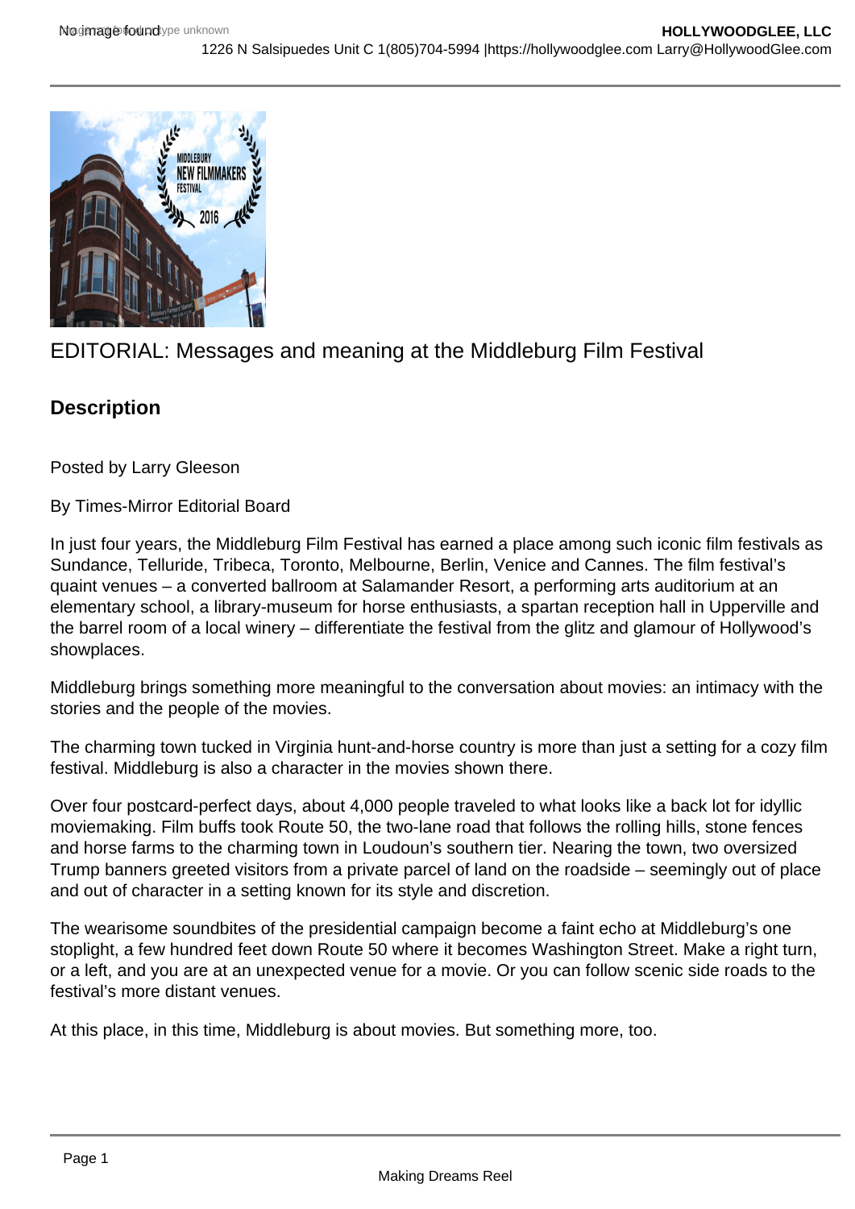# EDITORIAL: Messages and meaning at the Middleburg Film Festival

## Description

Posted by Larry Gleeson

By Times-Mirror Editorial Board

In just four years, the Middleburg Film Festival has earned a place among such iconic film festivals as Sundance, Telluride, Tribeca, Toronto, Melbourne, Berlin, Venice and Cannes. The film festival's quaint venues – a converted ballroom at Salamander Resort, a performing arts auditorium at an elementary school, a library-museum for horse enthusiasts, a spartan reception hall in Upperville and the barrel room of a local winery – differentiate the festival from the glitz and glamour of Hollywood's showplaces.

Middleburg brings something more meaningful to the conversation about movies: an intimacy with the stories and the people of the movies.

The charming town tucked in Virginia hunt-and-horse country is more than just a setting for a cozy film festival. Middleburg is also a character in the movies shown there.

Over four postcard-perfect days, about 4,000 people traveled to what looks like a back lot for idyllic moviemaking. Film buffs took Route 50, the two-lane road that follows the rolling hills, stone fences and horse farms to the charming town in Loudoun's southern tier. Nearing the town, two oversized Trump banners greeted visitors from a private parcel of land on the roadside – seemingly out of place and out of character in a setting known for its style and discretion.

The wearisome soundbites of the presidential campaign become a faint echo at Middleburg's one stoplight, a few hundred feet down Route 50 where it becomes Washington Street. Make a right turn, or a left, and you are at an unexpected venue for a movie. Or you can follow scenic side roads to the festival's more distant venues.

At this place, in this time, Middleburg is about movies. But something more, too.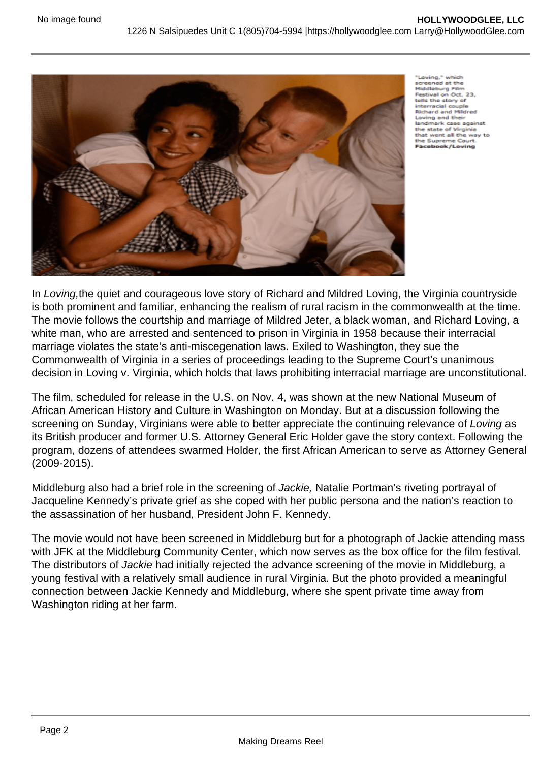"Loving," which screened at the Middleburg Film Festival on Oct. 23, tells the story of interracial couple Richard and Mildred Loving and their landmark case against the state of Virginia that went all the way to the Supreme Court. **Facebook/Loving**

In *Loving,* the quiet and courageous love story of Richard and Mildred Loving, the Virginia countryside is both prominent and familiar, enhancing the realism of rural racism in the commonwealth at the time. The movie follows the courtship and marriage of Mildred Jeter, a black woman, and Richard Loving, a white man, who are arrested and sentenced to prison in Virginia in 1958 because their interracial marriage violates the state's anti-miscegenation laws. Exiled to Washington, they sue the Commonwealth of Virginia in a series of proceedings leading to the Supreme Court's unanimous decision in Loving v. Virginia, which holds that laws prohibiting interracial marriage are unconstitutional.

The film, scheduled for release in the U.S. on Nov. 4, was shown at the new National Museum of African American History and Culture in Washington on Monday. But at a discussion following the screening on Sunday, Virginians were able to better appreciate the continuing relevance of *Loving* as its British producer and former U.S. Attorney General Eric Holder gave the story context. Following the program, dozens of attendees swarmed Holder, the first African American to serve as Attorney General (2009-2015).

Middleburg also had a brief role in the screening of *Jackie,* Natalie Portman's riveting portrayal of Jacqueline Kennedy's private grief as she coped with her public persona and the nation's reaction to the assassination of her husband, President John F. Kennedy.

The movie would not have been screened in Middleburg but for a photograph of Jackie attending mass with JFK at the Middleburg Community Center, which now serves as the box office for the film festival. The distributors of *Jackie* had initially rejected the advance screening of the movie in Middleburg, a young festival with a relatively small audience in rural Virginia. But the photo provided a meaningful connection between Jackie Kennedy and Middleburg, where she spent private time away from Washington riding at her farm.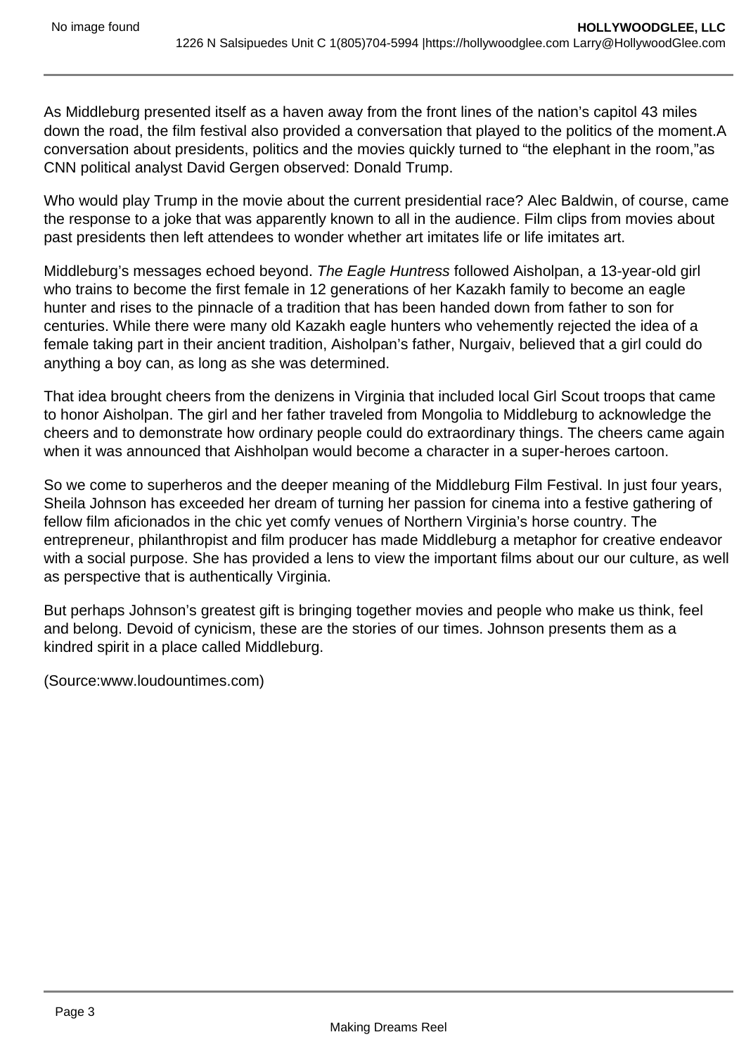As Middleburg presented itself as a haven away from the front lines of the nation's capitol 43 miles down the road, the film festival also provided a conversation that played to the politics of the moment.A conversation about presidents, politics and the movies quickly turned to "the elephant in the room,"as CNN political analyst David Gergen observed: Donald Trump.

Who would play Trump in the movie about the current presidential race? Alec Baldwin, of course, came the response to a joke that was apparently known to all in the audience. Film clips from movies about past presidents then left attendees to wonder whether art imitates life or life imitates art.

Middleburg's messages echoed beyond. *The Eagle Huntress* followed Aisholpan, a 13-year-old girl who trains to become the first female in 12 generations of her Kazakh family to become an eagle hunter and rises to the pinnacle of a tradition that has been handed down from father to son for centuries. While there were many old Kazakh eagle hunters who vehemently rejected the idea of a female taking part in their ancient tradition, Aisholpan's father, Nurgaiv, believed that a girl could do anything a boy can, as long as she was determined.

That idea brought cheers from the denizens in Virginia that included local Girl Scout troops that came to honor Aisholpan. The girl and her father traveled from Mongolia to Middleburg to acknowledge the cheers and to demonstrate how ordinary people could do extraordinary things. The cheers came again when it was announced that Aishholpan would become a character in a super-heroes cartoon.

So we come to superheros and the deeper meaning of the Middleburg Film Festival. In just four years, Sheila Johnson has exceeded her dream of turning her passion for cinema into a festive gathering of fellow film aficionados in the chic yet comfy venues of Northern Virginia's horse country. The entrepreneur, philanthropist and film producer has made Middleburg a metaphor for creative endeavor with a social purpose. She has provided a lens to view the important films about our our culture, as well as perspective that is authentically Virginia.

But perhaps Johnson's greatest gift is bringing together movies and people who make us think, feel and belong. Devoid of cynicism, these are the stories of our times. Johnson presents them as a kindred spirit in a place called Middleburg.

(Source:www.loudountimes.com)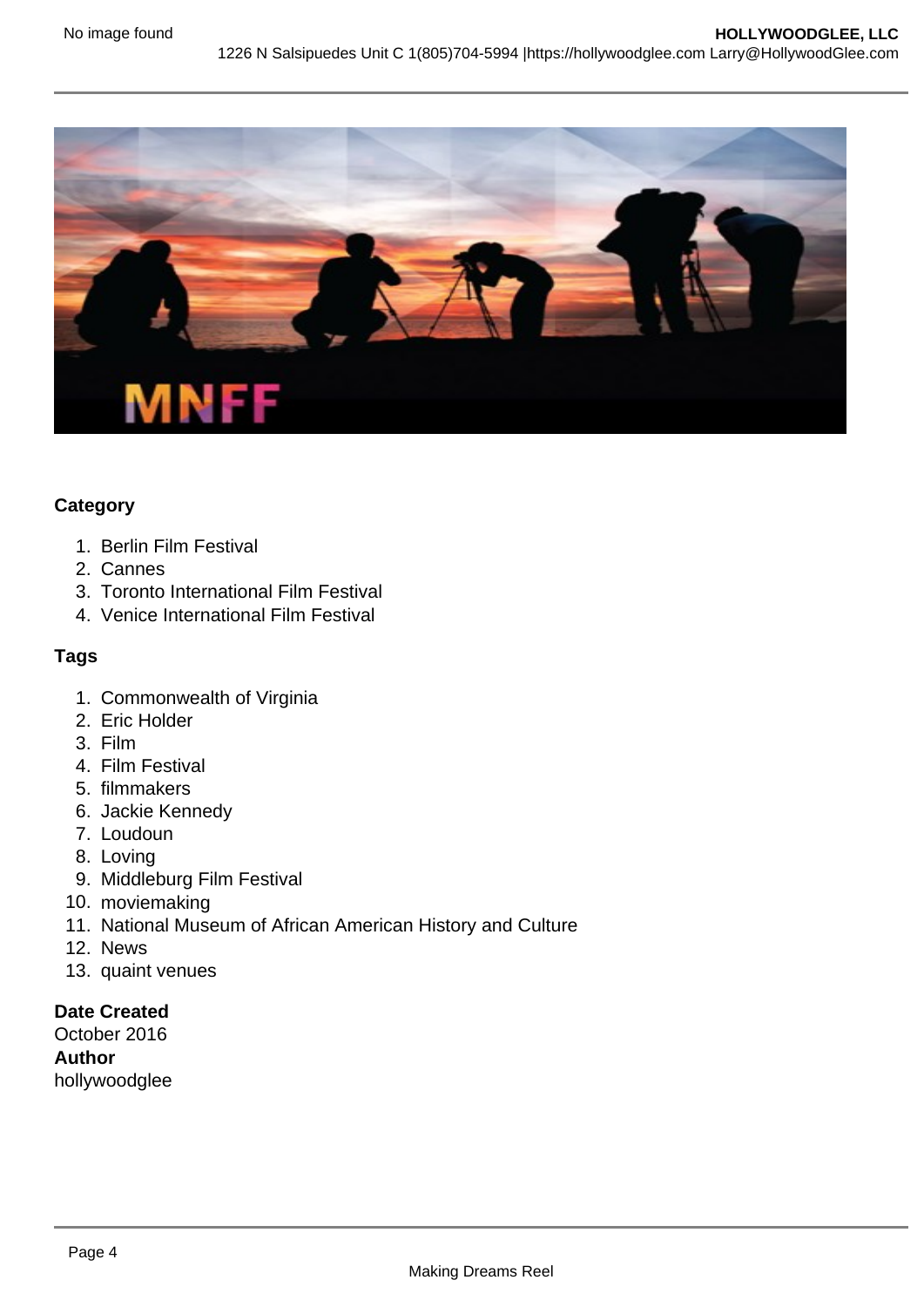**Category**

1. Berlin Film Festival
2. Cannes
3. Toronto International Film Festival
4. Venice International Film Festival

**Tags**

1. Commonwealth of Virginia
2. Eric Holder
3. Film
4. Film Festival
5. filmmakers
6. Jackie Kennedy
7. Loudoun
8. Loving
9. Middleburg Film Festival
10. moviemaking
11. National Museum of African American History and Culture
12. News
13. quaint venues

**Date Created**
October 2016
**Author**
hollywoodglee